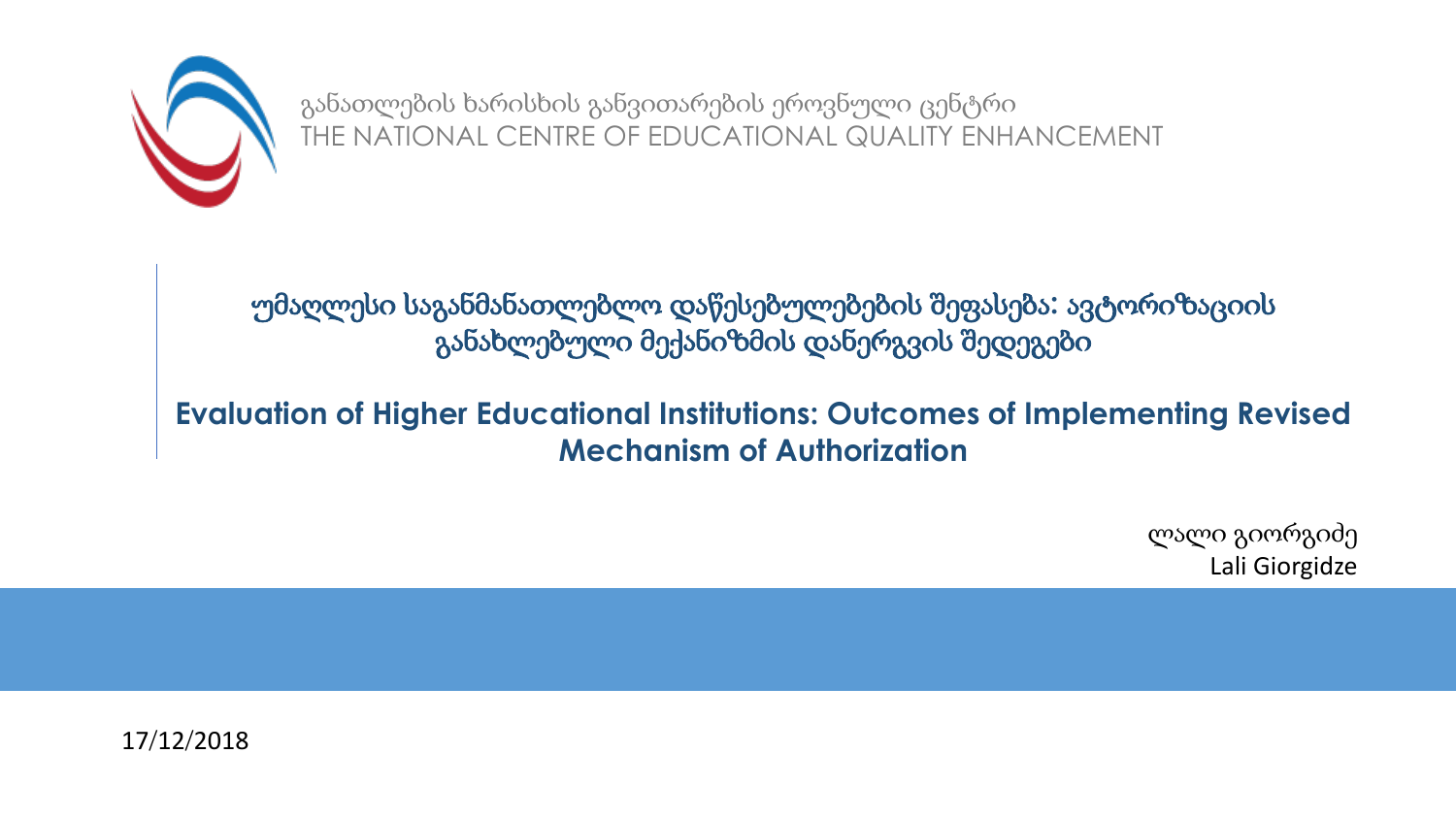განათლების ხარისხის განვითარების ეროვნული ცენტრი
THE NATIONAL CENTRE OF EDUCATIONAL QUALITY ENHANCEMENT

# უმაღლესი საგანმანათლებლო დაწესებულებების შეფასება: ავტორიზაციის განახლებული მექანიზმის დანერგვის შედეგები

# Evaluation of Higher Educational Institutions: Outcomes of Implementing Revised Mechanism of Authorization

ლალი გიორგიძე
Lali Giorgidze

17/12/2018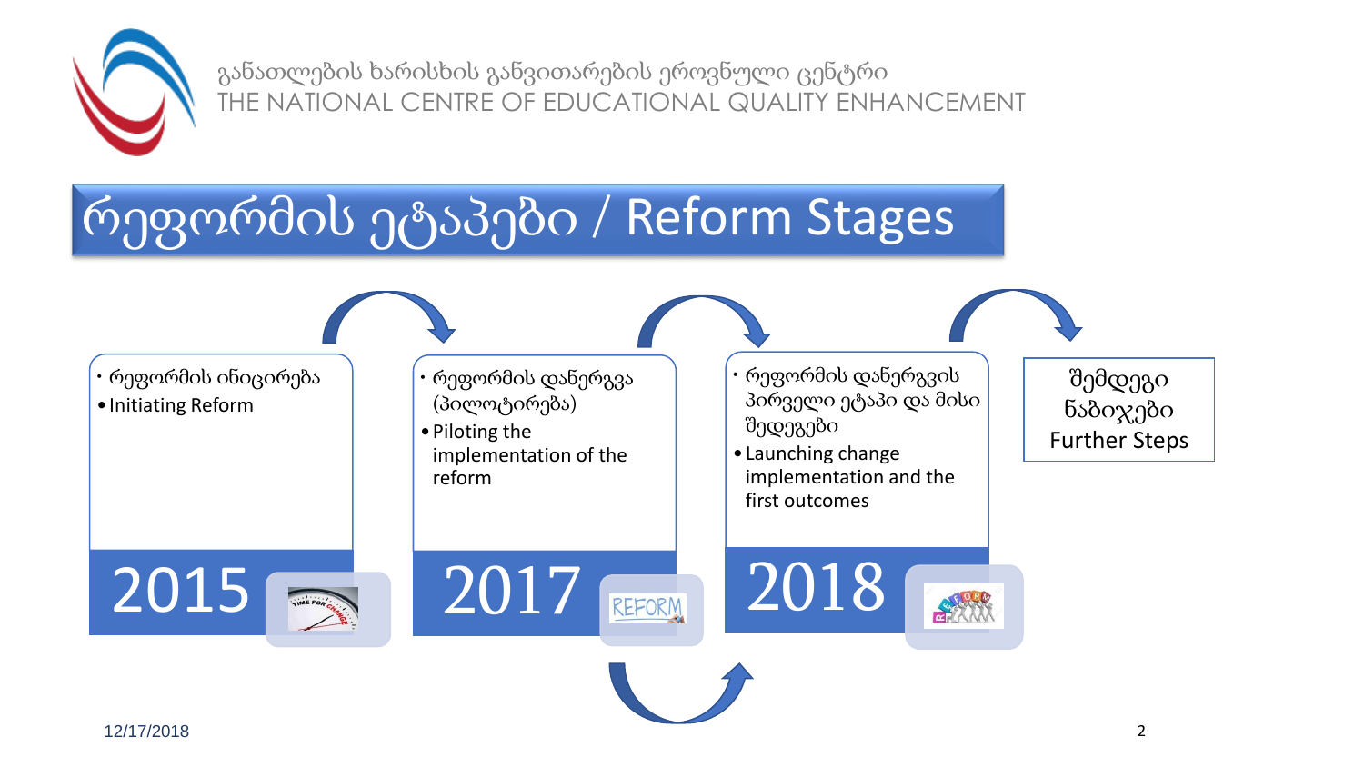განათლების ხარისხის განვითარების ეროვნული ცენტრი
THE NATIONAL CENTRE OF EDUCATIONAL QUALITY ENHANCEMENT

# რეფორმის ეტაპები / Reform Stages

**2015**

- რეფორმის ინიცირება
- Initiating Reform

**2017**

- რეფორმის დანერგვა (პილოტირება)
- Piloting the implementation of the reform

**2018**

- რეფორმის დანერგვის პირველი ეტაპი და მისი შედეგები
- Launching change implementation and the first outcomes

**შემდეგი ნაბიჯები**
**Further Steps**

12/17/2018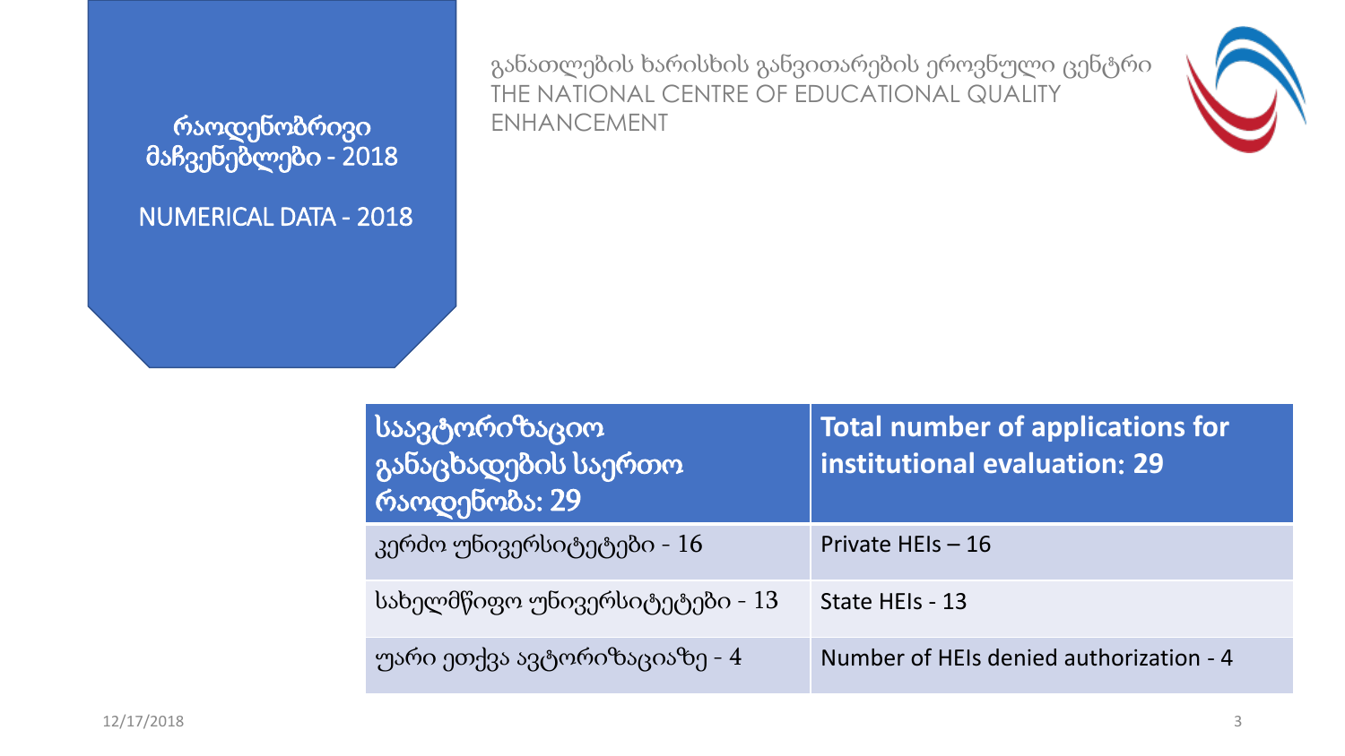# რაოდენობრივი მაჩვენებლები - 2018

# NUMERICAL DATA - 2018

განათლების ხარისხის განვითარების ეროვნული ცენტრი
THE NATIONAL CENTRE OF EDUCATIONAL QUALITY ENHANCEMENT

| **საავტორიზაციო განაცხადების საერთო რაოდენობა: 29** | **Total number of applications for institutional evaluation: 29** |
|---|---|
| კერძო უნივერსიტეტები - 16 | Private HEIs – 16 |
| სახელმწიფო უნივერსიტეტები - 13 | State HEIs - 13 |
| უარი ეთქვა ავტორიზაციაზე - 4 | Number of HEIs denied authorization - 4 |

12/17/2018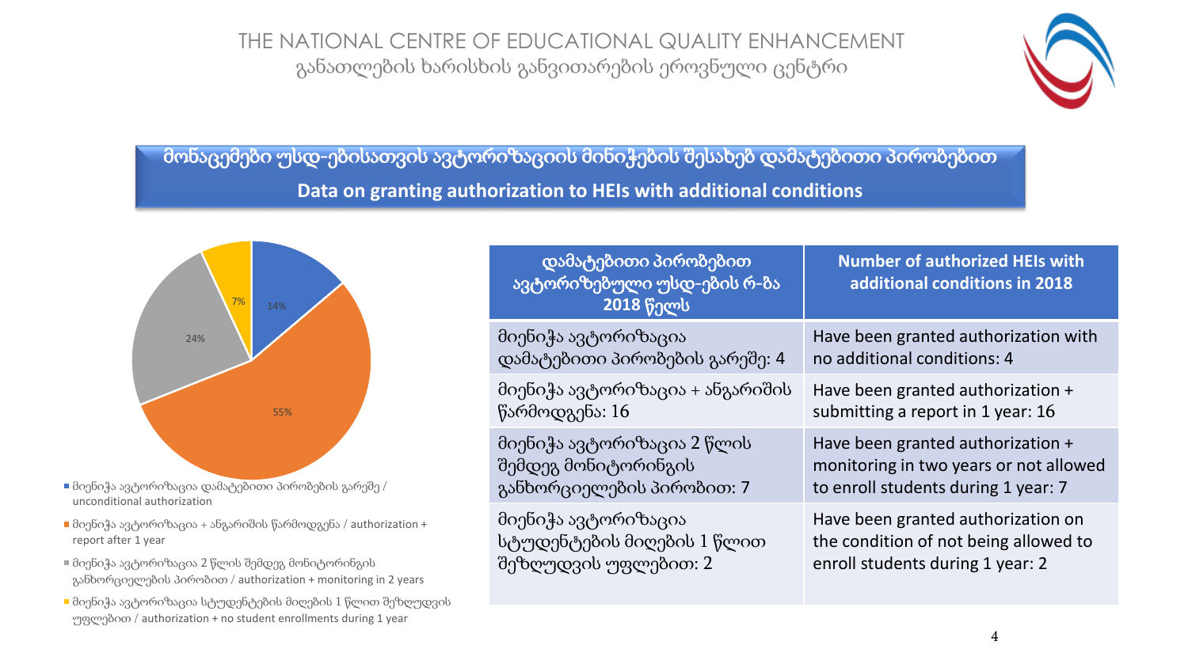THE NATIONAL CENTRE OF EDUCATIONAL QUALITY ENHANCEMENT
განათლების ხარისხის განვითარების ეროვნული ცენტრი

## მონაცემები უსდ-ებისათვის ავტორიზაციის მინიჭების შესახებ დამატებითი პირობებით

## Data on granting authorization to HEIs with additional conditions

14%

55%

24%

7%

- მიენიჭა ავტორიზაცია დამატებითი პირობების გარეშე / unconditional authorization
- მიენიჭა ავტორიზაცია + ანგარიშის წარმოდგენა / authorization + report after 1 year
- მიენიჭა ავტორიზაცია 2 წლის შემდეგ მონიტორინგის განხორციელების პირობით / authorization + monitoring in 2 years
- მიენიჭა ავტორიზაცია სტუდენტების მიღების 1 წლით შეზღუდვის უფლებით / authorization + no student enrollments during 1 year

| დამატებითი პირობებით ავტორიზებული უსდ-ების რ-ბა 2018 წელს | Number of authorized HEIs with additional conditions in 2018 |
|---|---|
| მიენიჭა ავტორიზაცია დამატებითი პირობების გარეშე: 4 | Have been granted authorization with no additional conditions: 4 |
| მიენიჭა ავტორიზაცია + ანგარიშის წარმოდგენა: 16 | Have been granted authorization + submitting a report in 1 year: 16 |
| მიენიჭა ავტორიზაცია 2 წლის შემდეგ მონიტორინგის განხორციელების პირობით: 7 | Have been granted authorization + monitoring in two years or not allowed to enroll students during 1 year: 7 |
| მიენიჭა ავტორიზაცია სტუდენტების მიღების 1 წლით შეზღუდვის უფლებით: 2 | Have been granted authorization on the condition of not being allowed to enroll students during 1 year: 2 |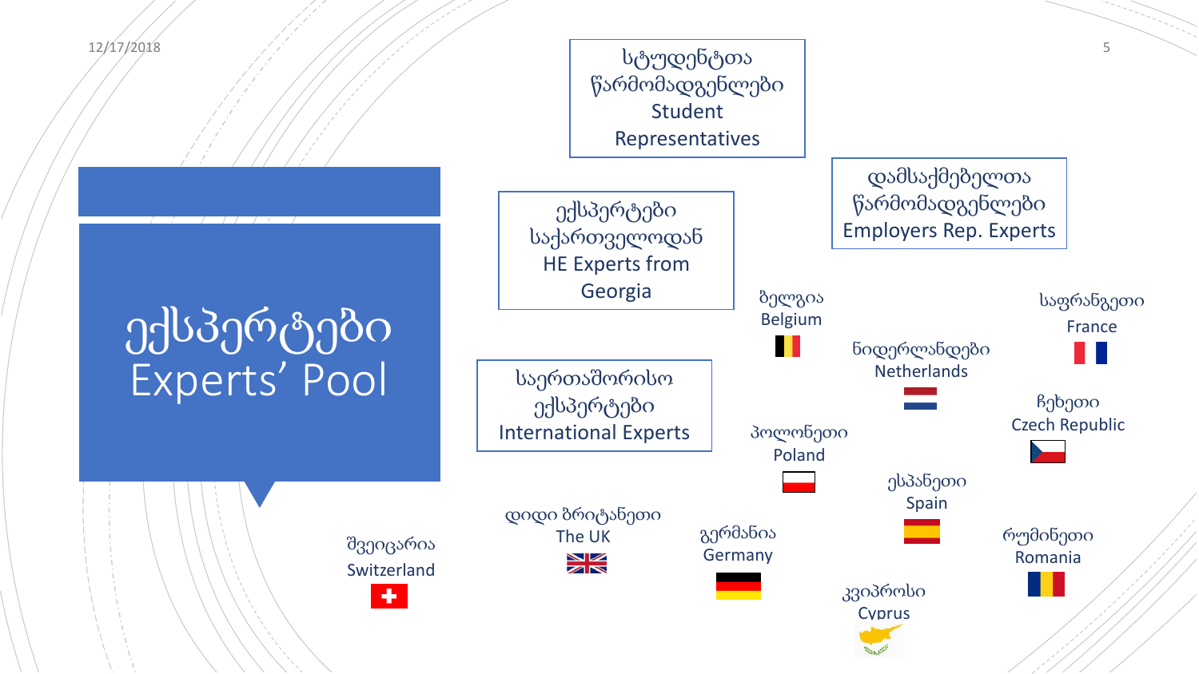# ექსპერტები Experts' Pool

სტუდენტთა წარმომადგენლები
Student Representatives

დამსაქმებელთა წარმომადგენლები
Employers Rep. Experts

ექსპერტები საქართველოდან
HE Experts from Georgia

საერთაშორისო ექსპერტები
International Experts

- ბელგია Belgium
- საფრანგეთი France
- ნიდერლანდები Netherlands
- ჩეხეთი Czech Republic
- პოლონეთი Poland
- ესპანეთი Spain
- რუმინეთი Romania
- დიდი ბრიტანეთი The UK
- გერმანია Germany
- შვეიცარია Switzerland
- კვიპროსი Cyprus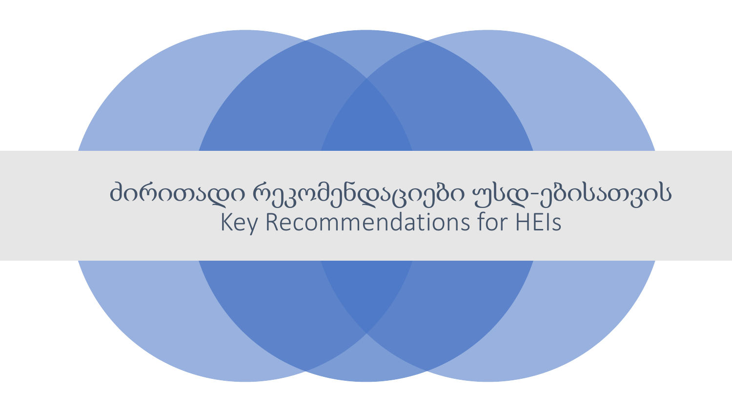# ძირითადი რეკომენდაციები უსდ-ებისათვის
# Key Recommendations for HEIs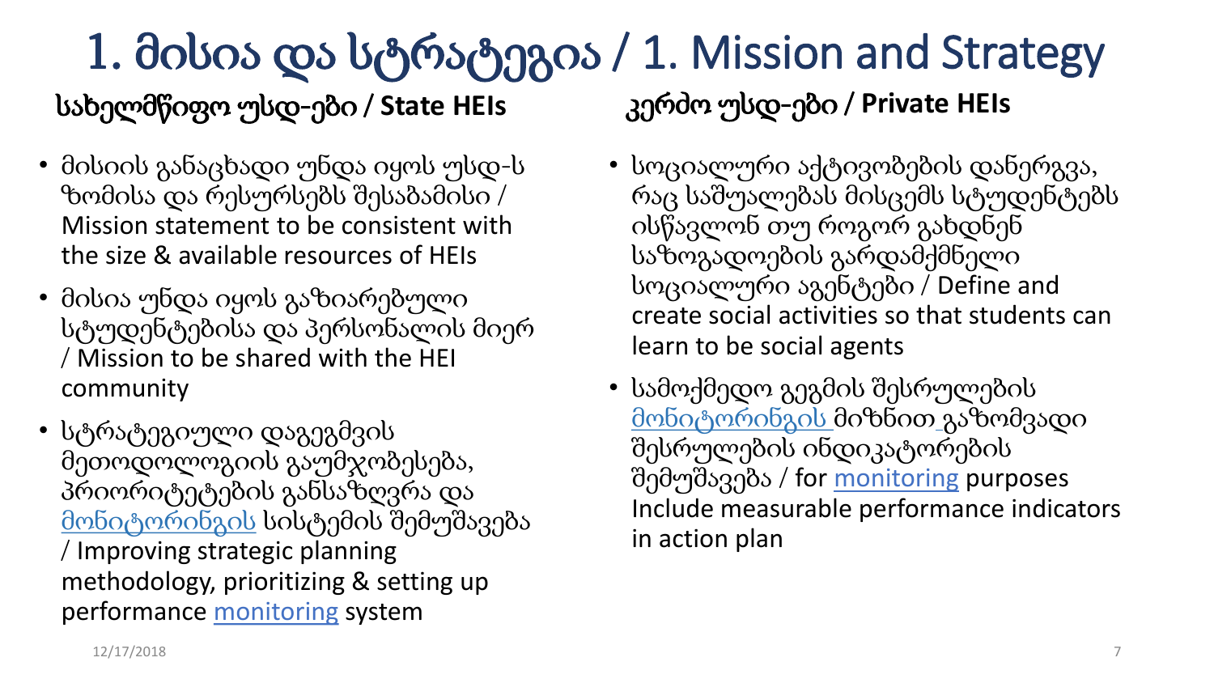# 1. მისია და სტრატეგია / 1. Mission and Strategy

## სახელმწიფო უსდ-ები / State HEIs

- მისიის განაცხადი უნდა იყოს უსდ-ს ზომისა და რესურსებს შესაბამისი / Mission statement to be consistent with the size & available resources of HEIs
- მისია უნდა იყოს გაზიარებული სტუდენტებისა და პერსონალის მიერ / Mission to be shared with the HEI community
- სტრატეგიული დაგეგმვის მეთოდოლოგიის გაუმჯობესება, პრიორიტეტების განსაზღვრა და მონიტორინგის სისტემის შემუშავება / Improving strategic planning methodology, prioritizing & setting up performance monitoring system

## კერძო უსდ-ები / Private HEIs

- სოციალური აქტივობების დანერგვა, რაც საშუალებას მისცემს სტუდენტებს ისწავლონ თუ როგორ გახდნენ საზოგადოების გარდამქმნელი სოციალური აგენტები / Define and create social activities so that students can learn to be social agents
- სამოქმედო გეგმის შესრულების მონიტორინგის მიზნით გაზომვადი შესრულების ინდიკატორების შემუშავება / for monitoring purposes Include measurable performance indicators in action plan

12/17/2018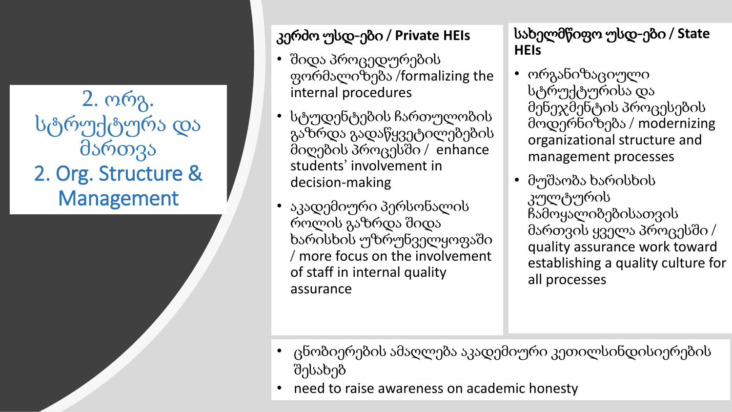# 2. ორგ. სტრუქტურა და მართვა
# 2. Org. Structure & Management

### კერძო უსდ-ები / Private HEIs

- შიდა პროცედურების ფორმალიზება /formalizing the internal procedures
- სტუდენტების ჩართულობის გაზრდა გადაწყვეტილებების მიღების პროცესში / enhance students' involvement in decision-making
- აკადემიური პერსონალის როლის გაზრდა შიდა ხარისხის უზრუნველყოფაში / more focus on the involvement of staff in internal quality assurance

### სახელმწიფო უსდ-ები / State HEIs

- ორგანიზაციული სტრუქტურისა და მენეჯმენტის პროცესების მოდერნიზება / modernizing organizational structure and management processes
- მუშაობა ხარისხის კულტურის ჩამოყალიბებისათვის მართვის ყველა პროცესში / quality assurance work toward establishing a quality culture for all processes

- ცნობიერების ამაღლება აკადემიური კეთილსინდისიერების შესახებ
- need to raise awareness on academic honesty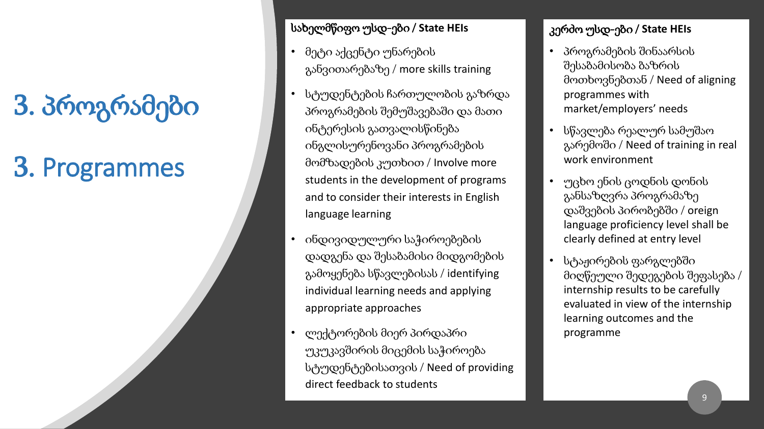# 3. პროგრამები

# 3. Programmes

## სახელმწიფო უსდ-ები / State HEIs

- მეტი აქცენტი უნარების განვითარებაზე / more skills training
- სტუდენტების ჩართულობის გაზრდა პროგრამების შემუშავებაში და მათი ინტერესის გათვალისწინება ინგლისურენოვანი პროგრამების მომზადების კუთხით / Involve more students in the development of programs and to consider their interests in English language learning
- ინდივიდულური საჭიროებების დადგენა და შესაბამისი მიდგომების გამოყენება სწავლებისას / identifying individual learning needs and applying appropriate approaches
- ლექტორების მიერ პირდაპირი უკუკავშირის მიცემის საჭიროება სტუდენტებისათვის / Need of providing direct feedback to students

## კერძო უსდ-ები / State HEIs

- პროგრამების შინაარსის შესაბამისობა ბაზრის მოთხოვნებთან / Need of aligning programmes with market/employers' needs
- სწავლება რეალურ სამუშაო გარემოში / Need of training in real work environment
- უცხო ენის ცოდნის დონის განსაზღვრა პროგრამაზე დაშვების პირობებში / oreign language proficiency level shall be clearly defined at entry level
- სტაჟირების ფარგლებში მიღწეული შედეგების შეფასება / internship results to be carefully evaluated in view of the internship learning outcomes and the programme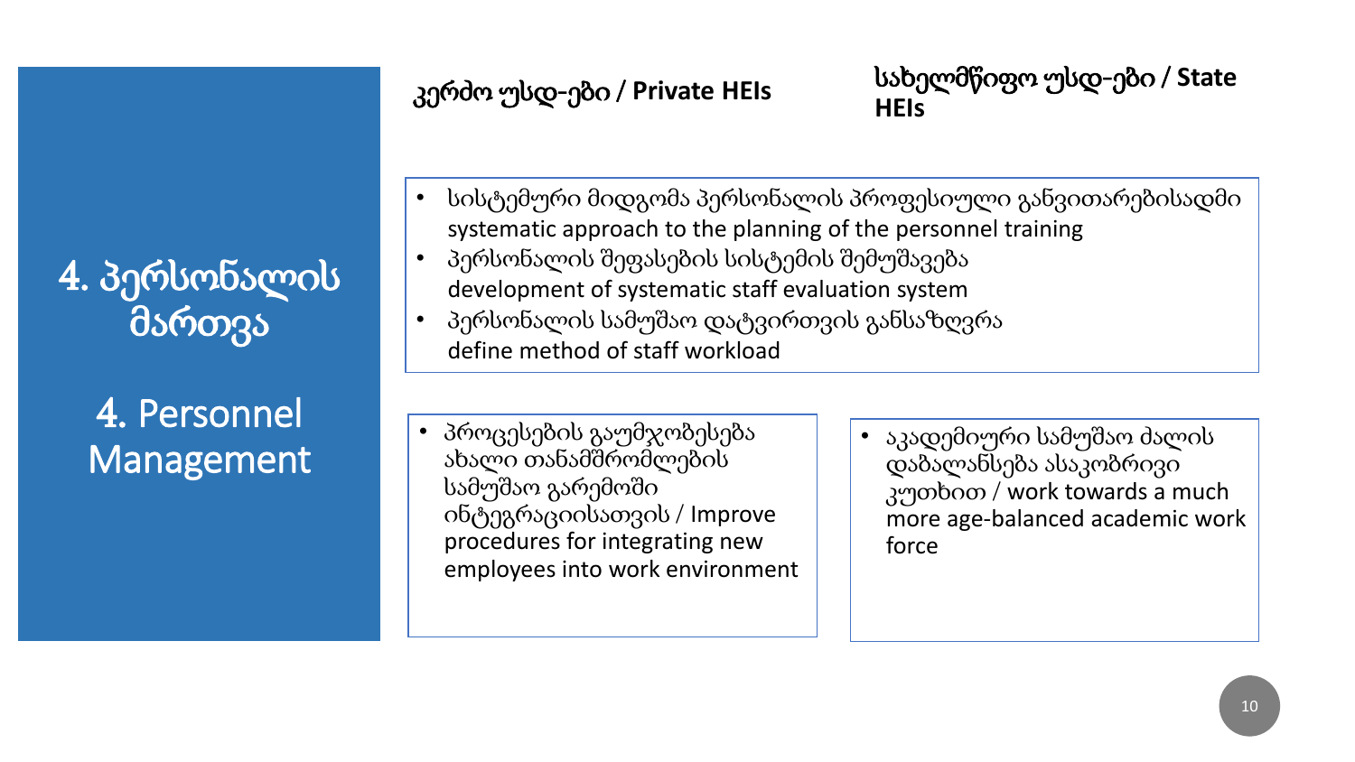# 4. პერსონალის მართვა

# 4. Personnel Management

**კერძო უსდ-ები / Private HEIs**

**სახელმწიფო უსდ-ები / State HEIs**

- სისტემური მიდგომა პერსონალის პროფესიული განვითარებისადმი
  systematic approach to the planning of the personnel training
- პერსონალის შეფასების სისტემის შემუშავება
  development of systematic staff evaluation system
- პერსონალის სამუშაო დატვირთვის განსაზღვრა
  define method of staff workload

**კერძო უსდ-ები / Private HEIs:**

- პროცესების გაუმჯობესება ახალი თანამშრომლების სამუშაო გარემოში ინტეგრაციისათვის / Improve procedures for integrating new employees into work environment

**სახელმწიფო უსდ-ები / State HEIs:**

- აკადემიური სამუშაო ძალის დაბალანსება ასაკობრივი კუთხით / work towards a much more age-balanced academic work force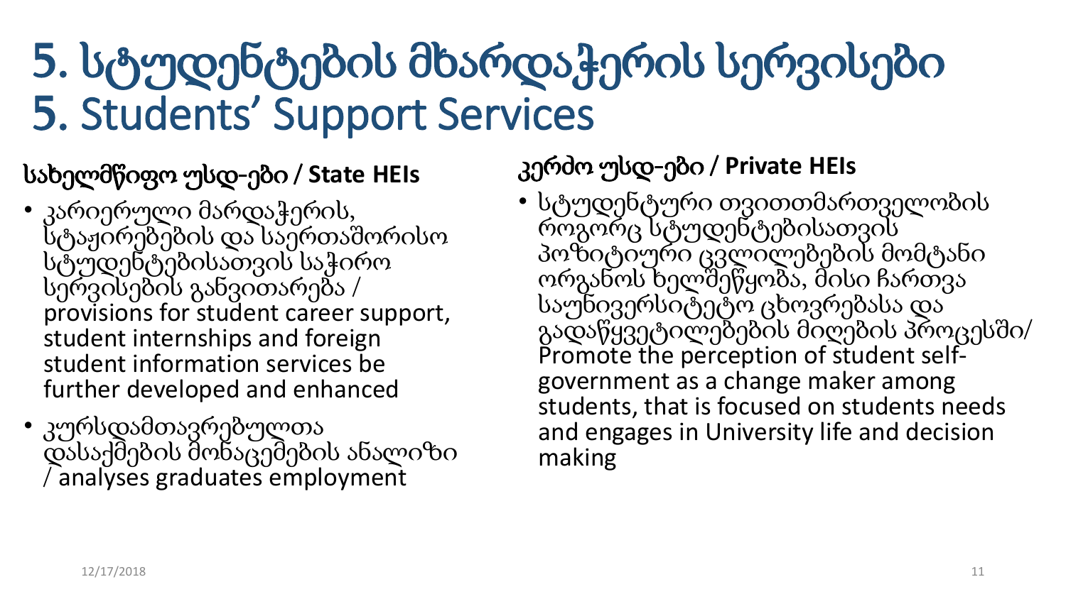# 5. სტუდენტების მხარდაჭერის სერვისები
# 5. Students' Support Services

## სახელმწიფო უსდ-ები / State HEIs

- კარიერული მარდაჭერის, სტაჟირებების და საერთაშორისო სტუდენტებისათვის საჭირო სერვისების განვითარება / provisions for student career support, student internships and foreign student information services be further developed and enhanced
- კურსდამთავრებულთა დასაქმების მონაცემების ანალიზი / analyses graduates employment

## კერძო უსდ-ები / Private HEIs

- სტუდენტური თვითმმართველობის როგორც სტუდენტებისათვის პოზიტიური ცვლილებების მომტანი ორგანოს ხელშეწყობა, მისი ჩართვა საუნივერსიტეტო ცხოვრებასა და გადაწყვეტილებების მიღების პროცესში/ Promote the perception of student self-government as a change maker among students, that is focused on students needs and engages in University life and decision making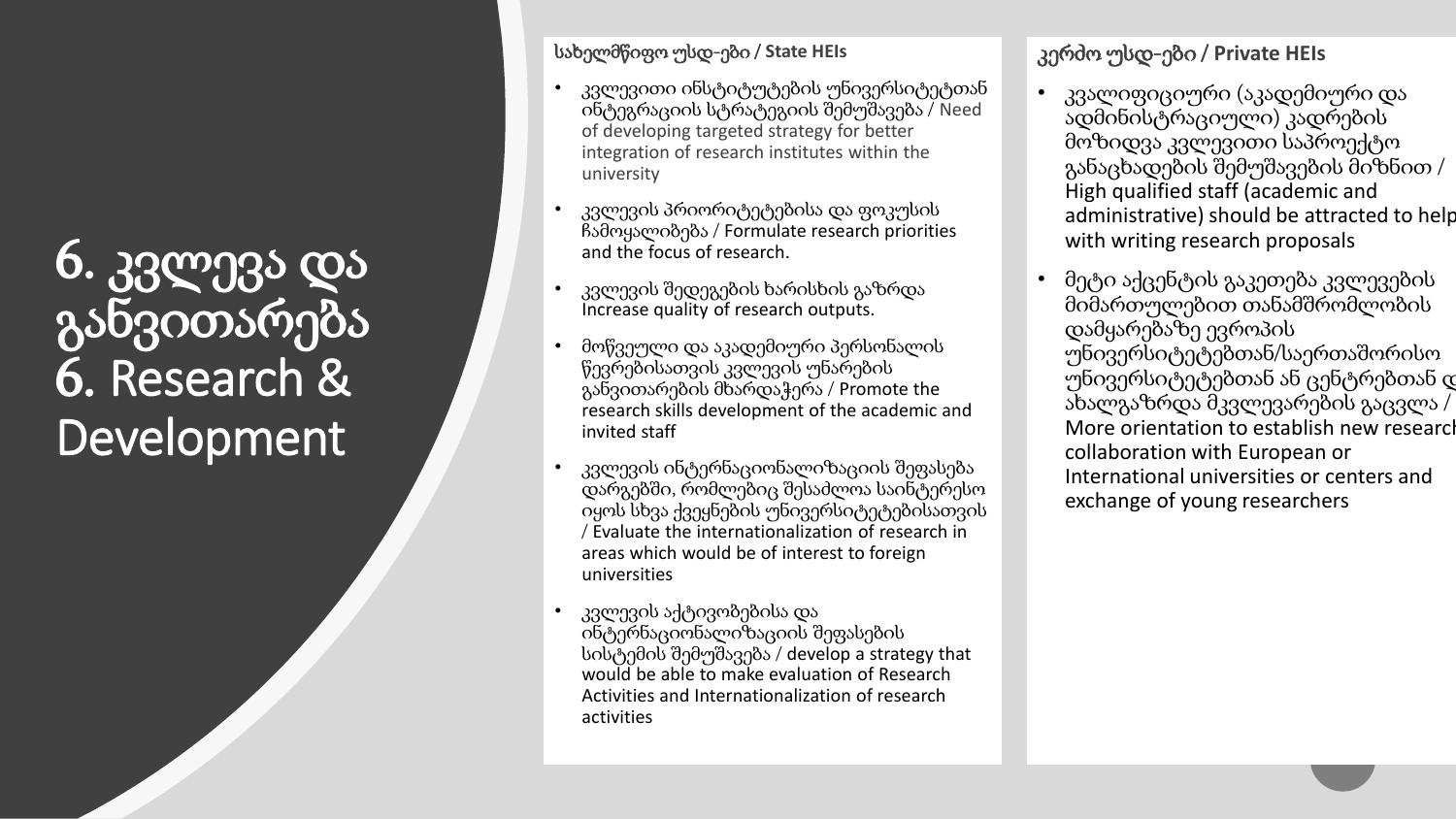# 6. კვლევა და განვითარება
# 6. Research & Development

**სახელმწიფო უსდ-ები / State HEIs**

- კვლევითი ინსტიტუტების უნივერსიტეტთან ინტეგრაციის სტრატეგიის შემუშავება / Need of developing targeted strategy for better integration of research institutes within the university
- კვლევის პრიორიტეტებისა და ფოკუსის ჩამოყალიბება / Formulate research priorities and the focus of research.
- კვლევის შედეგების ხარისხის გაზრდა Increase quality of research outputs.
- მოწვეული და აკადემიური პერსონალის წევრებისათვის კვლევის უნარების განვითარების მხარდაჭერა / Promote the research skills development of the academic and invited staff
- კვლევის ინტერნაციონალიზაციის შეფასება დარგებში, რომლებიც შესაძლოა საინტერესო იყოს სხვა ქვეყნების უნივერსიტეტებისათვის / Evaluate the internationalization of research in areas which would be of interest to foreign universities
- კვლევის აქტივობებისა და ინტერნაციონალიზაციის შეფასების სისტემის შემუშავება / develop a strategy that would be able to make evaluation of Research Activities and Internationalization of research activities

**კერძო უსდ-ები / Private HEIs**

- კვალიფიციური (აკადემიური და ადმინისტრაციული) კადრების მოზიდვა კვლევითი საპროექტო განაცხადების შემუშავების მიზნით / High qualified staff (academic and administrative) should be attracted to help with writing research proposals
- მეტი აქცენტის გაკეთება კვლევების მიმართულებით თანამშრომლობის დამყარებაზე ევროპის უნივერსიტეტებთან/საერთაშორისო უნივერსიტეტებთან ან ცენტრებთან და ახალგაზრდა მკვლევარების გაცვლა / More orientation to establish new research collaboration with European or International universities or centers and exchange of young researchers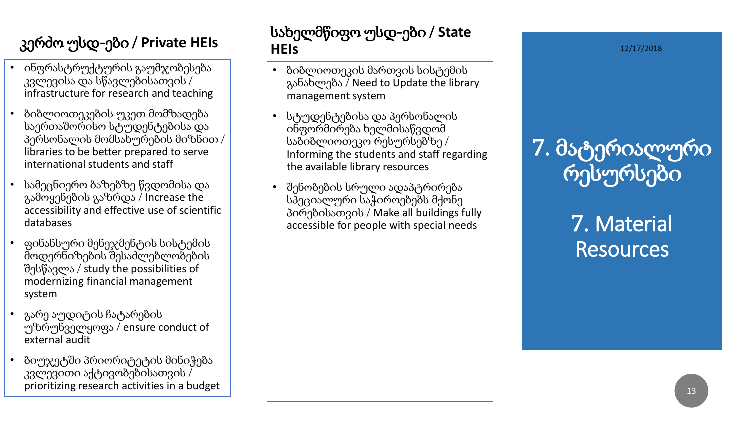# 7. მატერიალური რესურსები

# 7. Material Resources

## კერძო უსდ-ები / Private HEIs

- ინფრასტრუქტურის გაუმჯობესება კვლევისა და სწავლებისათვის / infrastructure for research and teaching
- ბიბლიოთეკების უკეთ მომზადება საერთაშორისო სტუდენტებისა და პერსონალის მომსახურების მიზნით / libraries to be better prepared to serve international students and staff
- სამეცნიერო ბაზებზე წვდომისა და გამოყენების გაზრდა / Increase the accessibility and effective use of scientific databases
- ფინანსური მენეჯმენტის სისტემის მოდერნიზების შესაძლებლობების შესწავლა / study the possibilities of modernizing financial management system
- გარე აუდიტის ჩატარების უზრუნველყოფა / ensure conduct of external audit
- ბიუჯეტში პრიორიტეტის მინიჭება კვლევითი აქტივობებისათვის / prioritizing research activities in a budget

## სახელმწიფო უსდ-ები / State HEIs

- ბიბლიოთეკის მართვის სისტემის განახლება / Need to Update the library management system
- სტუდენტებისა და პერსონალის ინფორმირება ხელმისაწვდომ საბიბლიოთეკო რესურსებზე / Informing the students and staff regarding the available library resources
- შენობების სრული ადაპტირება სპეციალური საჭიროებებს მქონე პირებისათვის / Make all buildings fully accessible for people with special needs

12/17/2018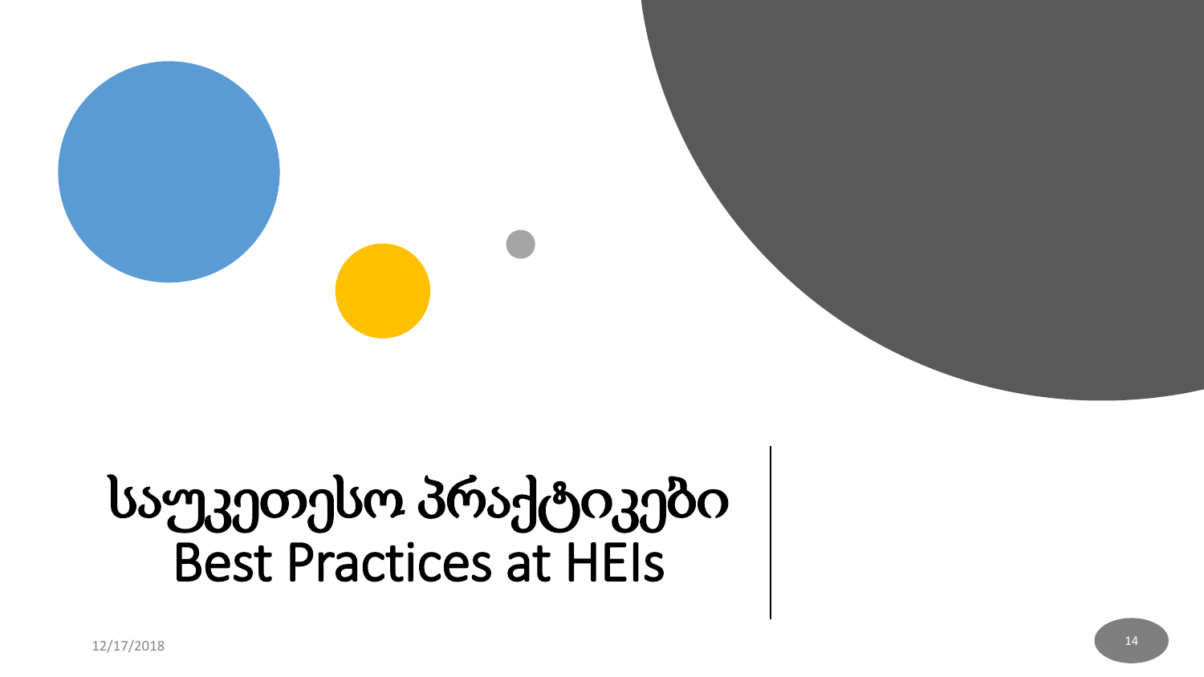# საუკეთესო პრაქტიკები
# Best Practices at HEIs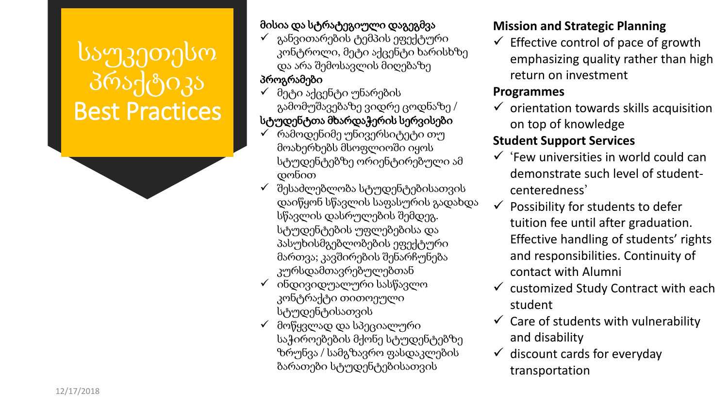# საუკეთესო პრაქტიკა Best Practices

**მისია და სტრატეგიული დაგეგმვა**

- ✓ განვითარების ტემპის ეფექტური კონტროლი, მეტი აქცენტი ხარისხზე და არა შემოსავლის მიღებაზე

**პროგრამები**

- ✓ მეტი აქცენტი უნარების გამომუშავებაზე ვიდრე ცოდნაზე /

**სტუდენტთა მხარდაჭერის სერვისები**

- ✓ რამოდენიმე უნივერსიტეტი თუ მოახერხებს მსოფლიოში იყოს სტუდენტებზე ორიენტირებული ამ დონით
- ✓ შესაძლებლობა სტუდენტებისათვის დაიწყონ სწავლის საფასურის გადახდა სწავლის დასრულების შემდეგ. სტუდენტების უფლებებისა და პასუხისმგებლობების ეფექტური მართვა; კავშირების შენარჩუნება კურსდამთავრებულებთან
- ✓ ინდივიდუალური სასწავლო კონტრაქტი თითოეული სტუდენტისათვის
- ✓ მოწყვლად და სპეციალური საჭიროებების მქონე სტუდენტებზე ზრუნვა / სამგზავრო ფასდაკლების ბარათები სტუდენტებისათვის

**Mission and Strategic Planning**

- ✓ Effective control of pace of growth emphasizing quality rather than high return on investment

**Programmes**

- ✓ orientation towards skills acquisition on top of knowledge

**Student Support Services**

- ✓ 'Few universities in world could can demonstrate such level of student-centeredness'
- ✓ Possibility for students to defer tuition fee until after graduation. Effective handling of students' rights and responsibilities. Continuity of contact with Alumni
- ✓ customized Study Contract with each student
- ✓ Care of students with vulnerability and disability
- ✓ discount cards for everyday transportation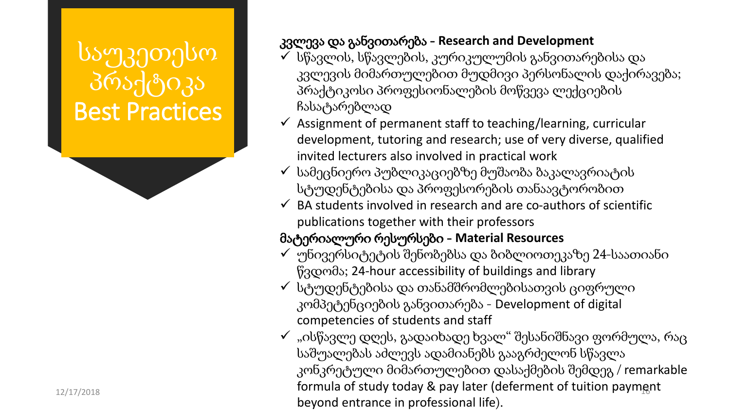# საუკეთესო პრაქტიკა Best Practices

**კვლევა და განვითარება - Research and Development**

- ✓ სწავლის, სწავლების, კურიკულუმის განვითარებისა და კვლევის მიმართულებით მუდმივი პერსონალის დაქირავება; პრაქტიკოსი პროფესიონალების მოწვევა ლექციების ჩასატარებლად
- ✓ Assignment of permanent staff to teaching/learning, curricular development, tutoring and research; use of very diverse, qualified invited lecturers also involved in practical work
- ✓ სამეცნიერო პუბლიკაციებზე მუშაობა ბაკალავრიატის სტუდენტებისა და პროფესორების თანაავტორობით
- ✓ BA students involved in research and are co-authors of scientific publications together with their professors

**მატერიალური რესურსები - Material Resources**

- ✓ უნივერსიტეტის შენობებსა და ბიბლიოთეკაზე 24-საათიანი წვდომა; 24-hour accessibility of buildings and library
- ✓ სტუდენტებისა და თანამშრომლებისათვის ციფრული კომპეტენციების განვითარება - Development of digital competencies of students and staff
- ✓ „ისწავლე დღეს, გადაიხადე ხვალ“ შესანიშნავი ფორმულა, რაც საშუალებას აძლევს ადამიანებს გააგრძელონ სწავლა კონკრეტული მიმართულებით დასაქმების შემდეგ / remarkable formula of study today & pay later (deferment of tuition payment beyond entrance in professional life).

12/17/2018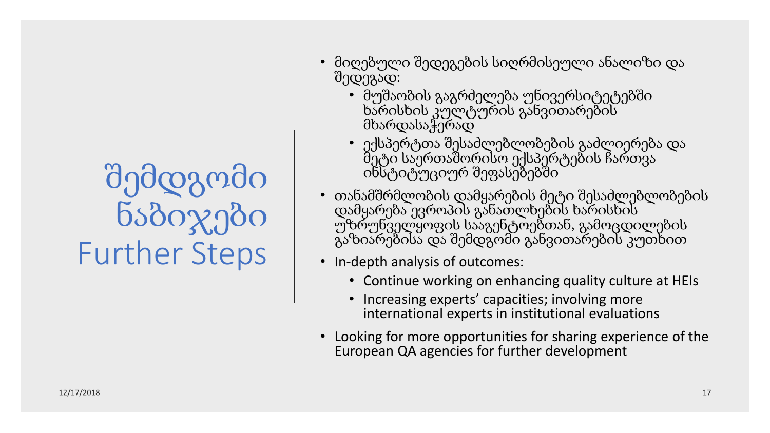# შემდგომი ნაბიჯები Further Steps

- მიღებული შედეგების სიღრმისეული ანალიზი და შედეგად:
  - მუშაობის გაგრძელება უნივერსიტეტებში ხარისხის კულტურის განვითარების მხარდასაჭერად
  - ექსპერტთა შესაძლებლობების გაძლიერება და მეტი საერთაშორისო ექსპერტების ჩართვა ინსტიტუციურ შეფასებებში
- თანამშრომლობის დამყარების მეტი შესაძლებლობების დამყარება ევროპის განათლების ხარისხის უზრუნველყოფის სააგენტოებთან, გამოცდილების გაზიარებისა და შემდგომი განვითარების კუთხით
- In-depth analysis of outcomes:
  - Continue working on enhancing quality culture at HEIs
  - Increasing experts' capacities; involving more international experts in institutional evaluations
- Looking for more opportunities for sharing experience of the European QA agencies for further development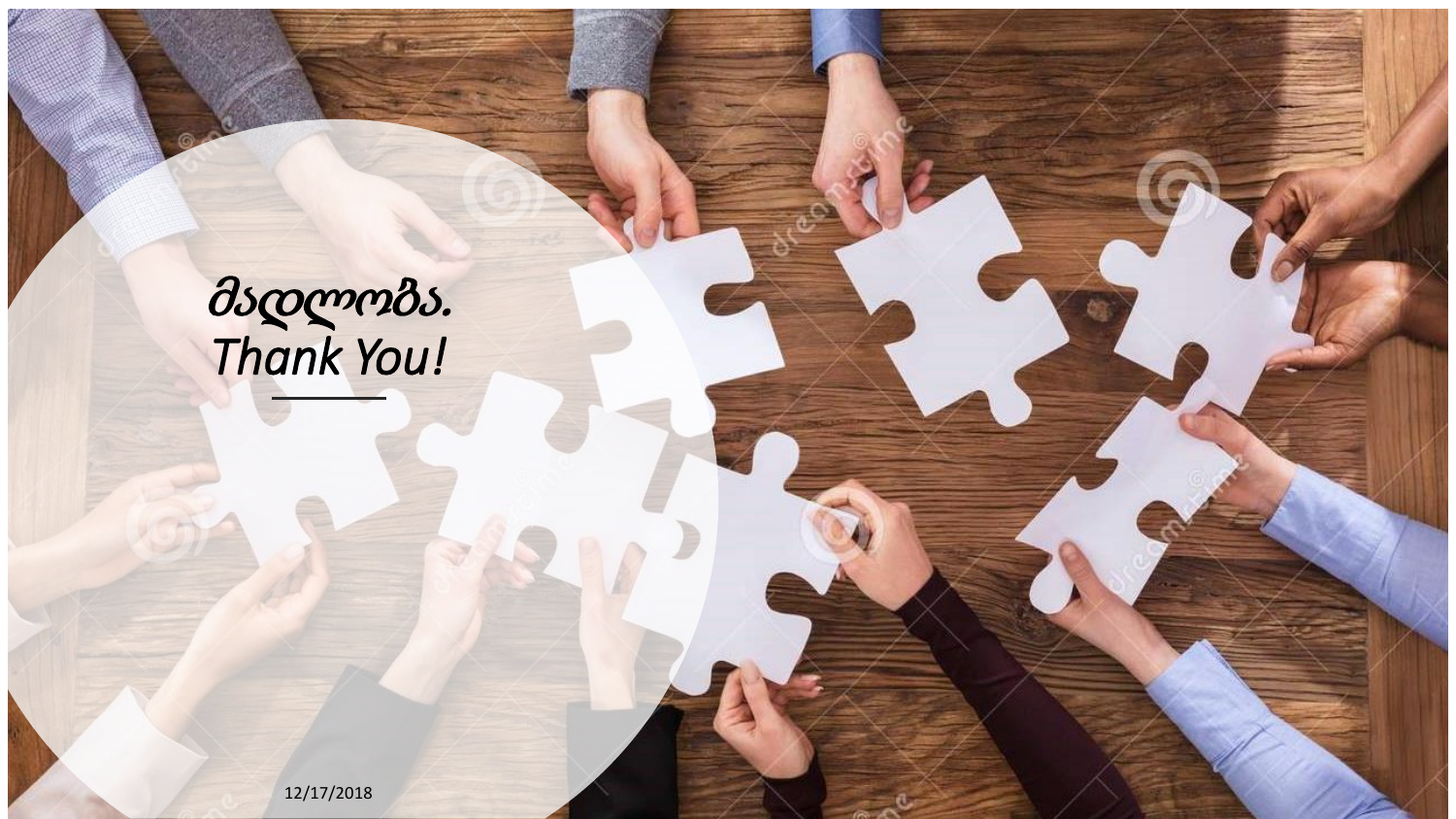# *მადლობა. Thank You!*